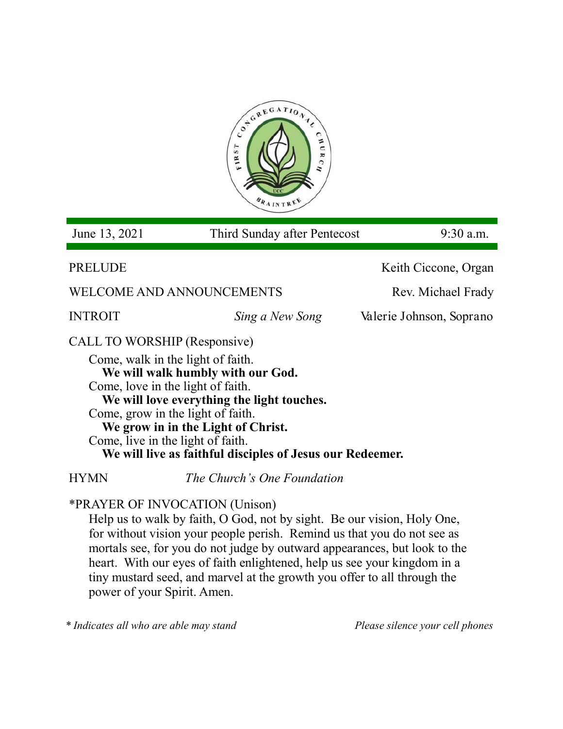FIRST CONGREGATIONAL CHURCH
UCC
BRAINTREE

June 13, 2021 | Third Sunday after Pentecost | 9:30 a.m.

PRELUDE — Keith Ciccone, Organ

WELCOME AND ANNOUNCEMENTS — Rev. Michael Frady

INTROIT — *Sing a New Song* — Valerie Johnson, Soprano

CALL TO WORSHIP (Responsive)

Come, walk in the light of faith.
**We will walk humbly with our God.**
Come, love in the light of faith.
**We will love everything the light touches.**
Come, grow in the light of faith.
**We grow in in the Light of Christ.**
Come, live in the light of faith.
**We will live as faithful disciples of Jesus our Redeemer.**

HYMN — *The Church's One Foundation*

*PRAYER OF INVOCATION (Unison)

Help us to walk by faith, O God, not by sight. Be our vision, Holy One, for without vision your people perish. Remind us that you do not see as mortals see, for you do not judge by outward appearances, but look to the heart. With our eyes of faith enlightened, help us see your kingdom in a tiny mustard seed, and marvel at the growth you offer to all through the power of your Spirit. Amen.

\* *Indicates all who are able may stand* — *Please silence your cell phones*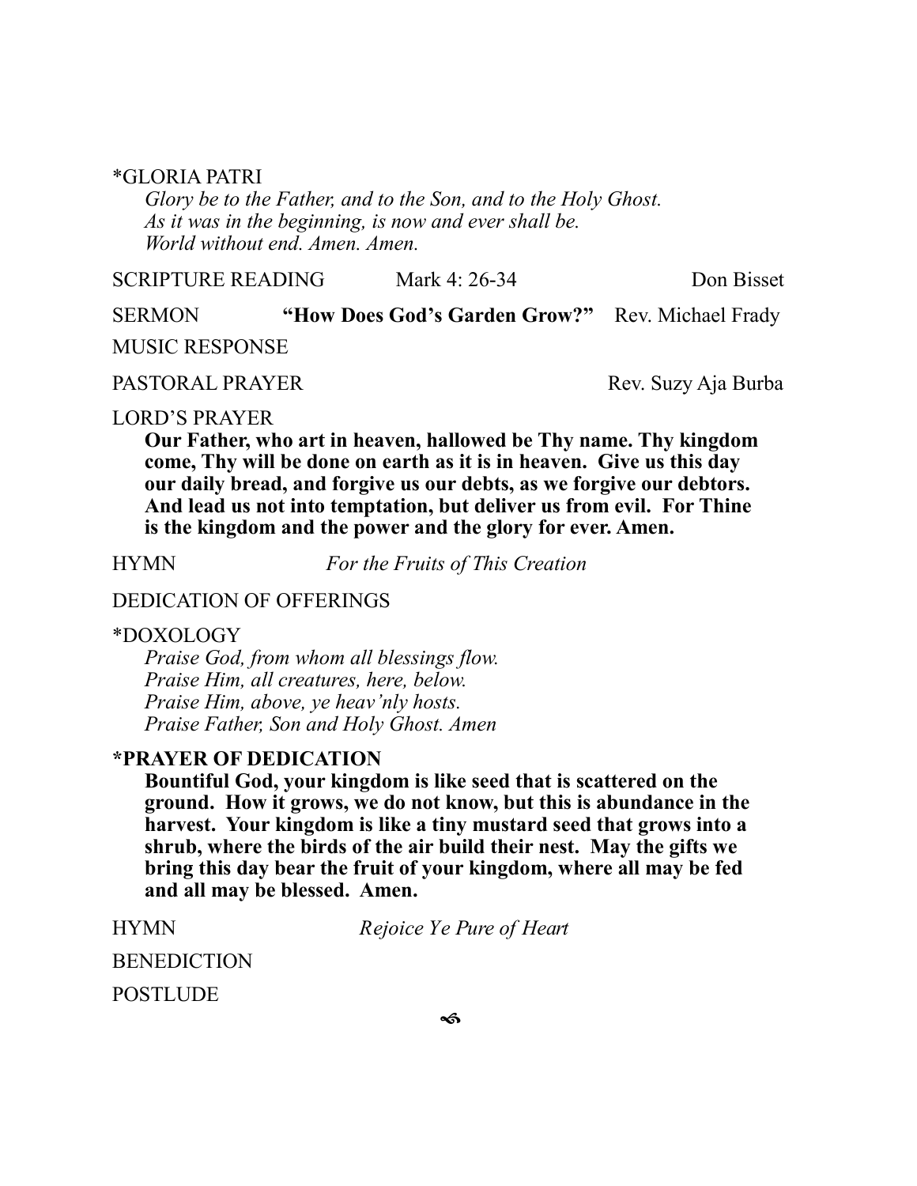*GLORIA PATRI

*Glory be to the Father, and to the Son, and to the Holy Ghost.*
*As it was in the beginning, is now and ever shall be.*
*World without end. Amen. Amen.*

SCRIPTURE READING Mark 4: 26-34 Don Bisset

SERMON **"How Does God's Garden Grow?"** Rev. Michael Frady

MUSIC RESPONSE

PASTORAL PRAYER Rev. Suzy Aja Burba

LORD'S PRAYER

**Our Father, who art in heaven, hallowed be Thy name. Thy kingdom come, Thy will be done on earth as it is in heaven. Give us this day our daily bread, and forgive us our debts, as we forgive our debtors. And lead us not into temptation, but deliver us from evil. For Thine is the kingdom and the power and the glory for ever. Amen.**

HYMN *For the Fruits of This Creation*

DEDICATION OF OFFERINGS

*DOXOLOGY

*Praise God, from whom all blessings flow.*
*Praise Him, all creatures, here, below.*
*Praise Him, above, ye heav'nly hosts.*
*Praise Father, Son and Holy Ghost. Amen*

**\*PRAYER OF DEDICATION**

**Bountiful God, your kingdom is like seed that is scattered on the ground. How it grows, we do not know, but this is abundance in the harvest. Your kingdom is like a tiny mustard seed that grows into a shrub, where the birds of the air build their nest. May the gifts we bring this day bear the fruit of your kingdom, where all may be fed and all may be blessed. Amen.**

HYMN *Rejoice Ye Pure of Heart*

BENEDICTION

POSTLUDE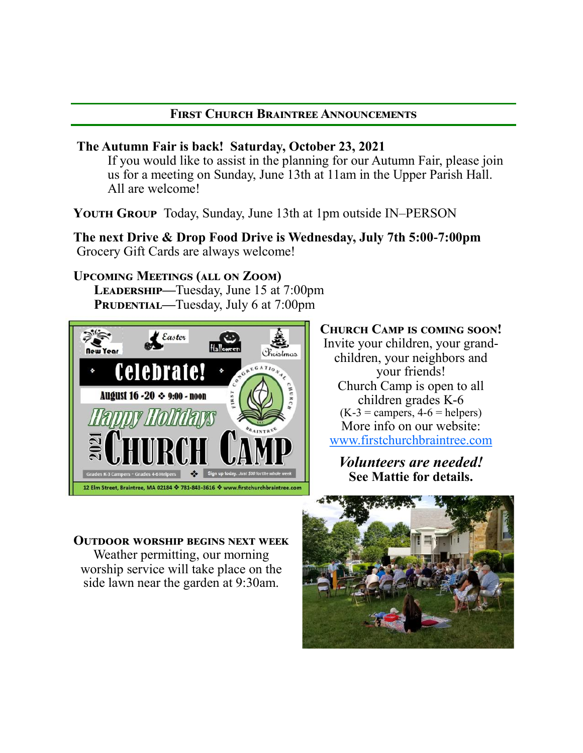## First Church Braintree Announcements

**The Autumn Fair is back! Saturday, October 23, 2021**

If you would like to assist in the planning for our Autumn Fair, please join us for a meeting on Sunday, June 13th at 11am in the Upper Parish Hall. All are welcome!

**Youth Group** Today, Sunday, June 13th at 1pm outside IN–PERSON

**The next Drive & Drop Food Drive is Wednesday, July 7th 5:00-7:00pm**
Grocery Gift Cards are always welcome!

**Upcoming Meetings (all on Zoom)**
**Leadership**—Tuesday, June 15 at 7:00pm
**Prudential**—Tuesday, July 6 at 7:00pm

New Year
Easter
Halloween
Christmas
Celebrate!
August 16 -20 ❖ 9:00 - noon
Happy Holidays
2021 Church Camp
First Congregational Church UCC Braintree
Grades K-3 Campers - Grades 4-6 Helpers ❖ Sign up today. Just $30 for the whole week
12 Elm Street, Braintree, MA 02184 ❖ 781-843-3616 ❖ www.firstchurchbraintree.com

**Church Camp is coming soon!**
Invite your children, your grand-children, your neighbors and your friends!
Church Camp is open to all children grades K-6
(K-3 = campers, 4-6 = helpers)
More info on our website:
www.firstchurchbraintree.com

***Volunteers are needed!***
**See Mattie for details.**

**Outdoor worship begins next week**
Weather permitting, our morning worship service will take place on the side lawn near the garden at 9:30am.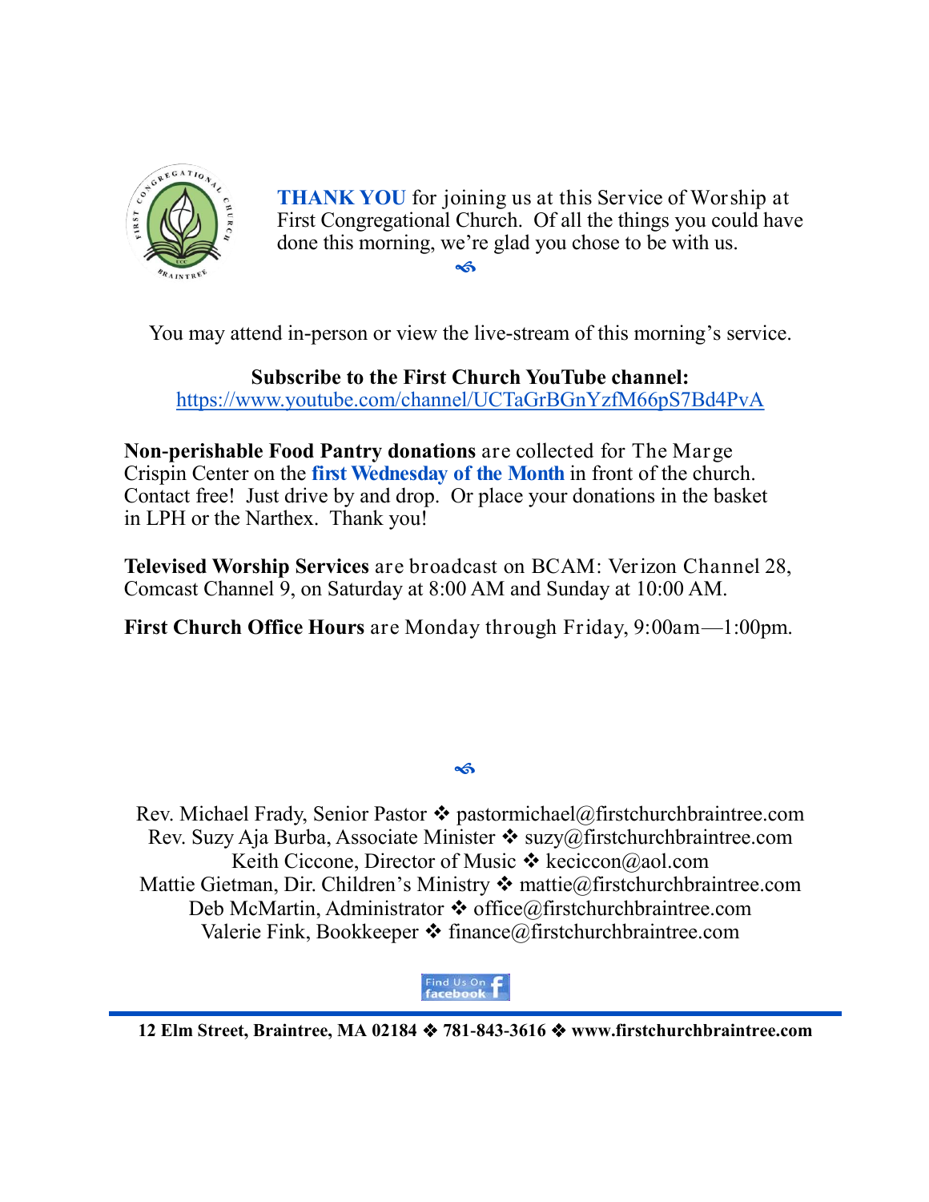**THANK YOU** for joining us at this Service of Worship at First Congregational Church. Of all the things you could have done this morning, we're glad you chose to be with us.

You may attend in-person or view the live-stream of this morning's service.

**Subscribe to the First Church YouTube channel:**
https://www.youtube.com/channel/UCTaGrBGnYzfM66pS7Bd4PvA

**Non-perishable Food Pantry donations** are collected for The Marge Crispin Center on the **first Wednesday of the Month** in front of the church. Contact free! Just drive by and drop. Or place your donations in the basket in LPH or the Narthex. Thank you!

**Televised Worship Services** are broadcast on BCAM: Verizon Channel 28, Comcast Channel 9, on Saturday at 8:00 AM and Sunday at 10:00 AM.

**First Church Office Hours** are Monday through Friday, 9:00am—1:00pm.

Rev. Michael Frady, Senior Pastor ❖ pastormichael@firstchurchbraintree.com
Rev. Suzy Aja Burba, Associate Minister ❖ suzy@firstchurchbraintree.com
Keith Ciccone, Director of Music ❖ keciccon@aol.com
Mattie Gietman, Dir. Children's Ministry ❖ mattie@firstchurchbraintree.com
Deb McMartin, Administrator ❖ office@firstchurchbraintree.com
Valerie Fink, Bookkeeper ❖ finance@firstchurchbraintree.com

Find Us On facebook

**12 Elm Street, Braintree, MA 02184 ❖ 781-843-3616 ❖ www.firstchurchbraintree.com**